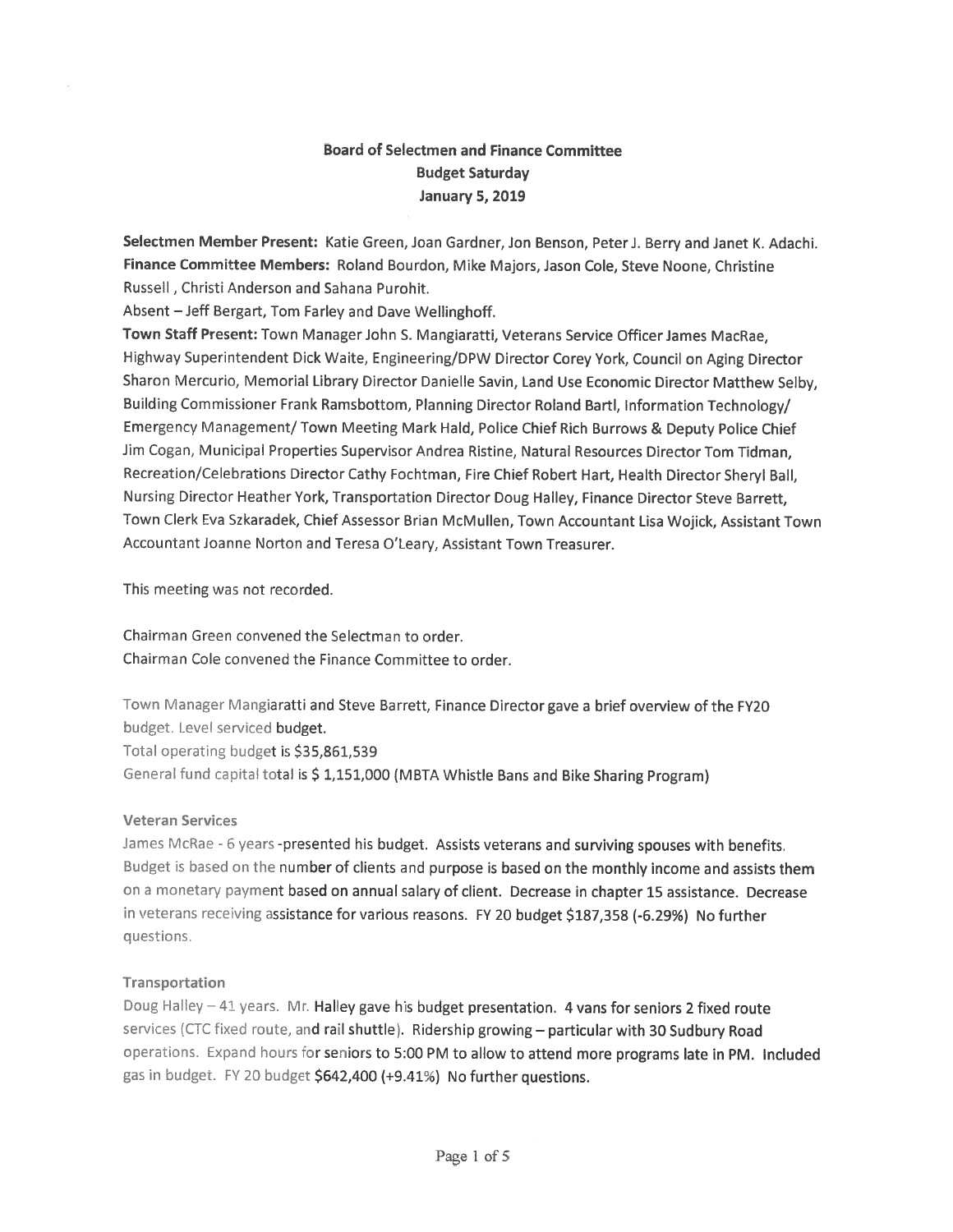# Board of Selectmen and Finance Committee
## Budget Saturday
## January 5, 2019

**Selectmen Member Present:** Katie Green, Joan Gardner, Jon Benson, Peter J. Berry and Janet K. Adachi.
**Finance Committee Members:** Roland Bourdon, Mike Majors, Jason Cole, Steve Noone, Christine Russell , Christi Anderson and Sahana Purohit.
Absent – Jeff Bergart, Tom Farley and Dave Wellinghoff.
**Town Staff Present:** Town Manager John S. Mangiaratti, Veterans Service Officer James MacRae, Highway Superintendent Dick Waite, Engineering/DPW Director Corey York, Council on Aging Director Sharon Mercurio, Memorial Library Director Danielle Savin, Land Use Economic Director Matthew Selby, Building Commissioner Frank Ramsbottom, Planning Director Roland Bartl, Information Technology/ Emergency Management/ Town Meeting Mark Hald, Police Chief Rich Burrows & Deputy Police Chief Jim Cogan, Municipal Properties Supervisor Andrea Ristine, Natural Resources Director Tom Tidman, Recreation/Celebrations Director Cathy Fochtman, Fire Chief Robert Hart, Health Director Sheryl Ball, Nursing Director Heather York, Transportation Director Doug Halley, Finance Director Steve Barrett, Town Clerk Eva Szkaradek, Chief Assessor Brian McMullen, Town Accountant Lisa Wojick, Assistant Town Accountant Joanne Norton and Teresa O'Leary, Assistant Town Treasurer.

This meeting was not recorded.

Chairman Green convened the Selectman to order.
Chairman Cole convened the Finance Committee to order.

Town Manager Mangiaratti and Steve Barrett, Finance Director gave a brief overview of the FY20 budget. Level serviced budget.
Total operating budget is $35,861,539
General fund capital total is $ 1,151,000 (MBTA Whistle Bans and Bike Sharing Program)

### Veteran Services

James McRae - 6 years -presented his budget. Assists veterans and surviving spouses with benefits. Budget is based on the number of clients and purpose is based on the monthly income and assists them on a monetary payment based on annual salary of client. Decrease in chapter 15 assistance. Decrease in veterans receiving assistance for various reasons. FY 20 budget $187,358 (-6.29%) No further questions.

### Transportation

Doug Halley – 41 years. Mr. Halley gave his budget presentation. 4 vans for seniors 2 fixed route services (CTC fixed route, and rail shuttle). Ridership growing – particular with 30 Sudbury Road operations. Expand hours for seniors to 5:00 PM to allow to attend more programs late in PM. Included gas in budget. FY 20 budget $642,400 (+9.41%) No further questions.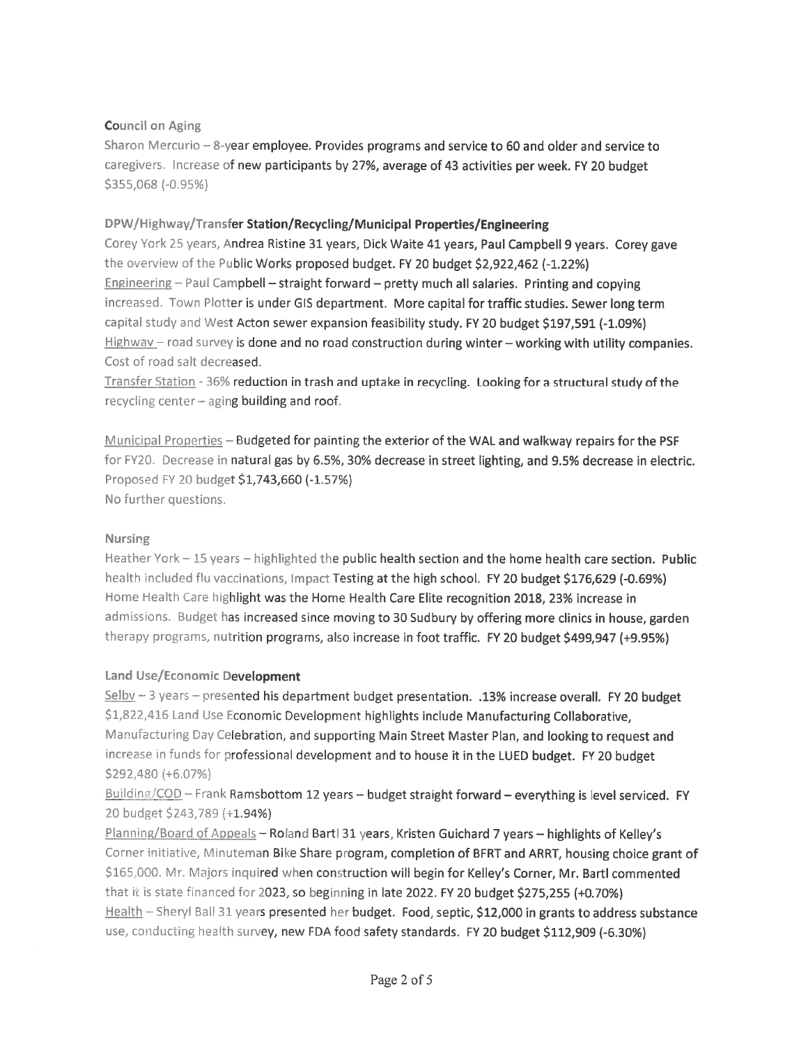**Council on Aging**

Sharon Mercurio – 8-year employee. Provides programs and service to 60 and older and service to caregivers. Increase of new participants by 27%, average of 43 activities per week. FY 20 budget $355,068 (-0.95%)

**DPW/Highway/Transfer Station/Recycling/Municipal Properties/Engineering**

Corey York 25 years, Andrea Ristine 31 years, Dick Waite 41 years, Paul Campbell 9 years. Corey gave the overview of the Public Works proposed budget. FY 20 budget $2,922,462 (-1.22%)

Engineering – Paul Campbell – straight forward – pretty much all salaries. Printing and copying increased. Town Plotter is under GIS department. More capital for traffic studies. Sewer long term capital study and West Acton sewer expansion feasibility study. FY 20 budget $197,591 (-1.09%)

Highway – road survey is done and no road construction during winter – working with utility companies. Cost of road salt decreased.

Transfer Station - 36% reduction in trash and uptake in recycling. Looking for a structural study of the recycling center – aging building and roof.

Municipal Properties – Budgeted for painting the exterior of the WAL and walkway repairs for the PSF for FY20. Decrease in natural gas by 6.5%, 30% decrease in street lighting, and 9.5% decrease in electric. Proposed FY 20 budget $1,743,660 (-1.57%)

No further questions.

**Nursing**

Heather York – 15 years – highlighted the public health section and the home health care section. Public health included flu vaccinations, Impact Testing at the high school. FY 20 budget $176,629 (-0.69%)

Home Health Care highlight was the Home Health Care Elite recognition 2018, 23% increase in admissions. Budget has increased since moving to 30 Sudbury by offering more clinics in house, garden therapy programs, nutrition programs, also increase in foot traffic. FY 20 budget $499,947 (+9.95%)

**Land Use/Economic Development**

Selby – 3 years – presented his department budget presentation. .13% increase overall. FY 20 budget $1,822,416 Land Use Economic Development highlights include Manufacturing Collaborative, Manufacturing Day Celebration, and supporting Main Street Master Plan, and looking to request and increase in funds for professional development and to house it in the LUED budget. FY 20 budget $292,480 (+6.07%)

Building/COD – Frank Ramsbottom 12 years – budget straight forward – everything is level serviced. FY 20 budget $243,789 (+1.94%)

Planning/Board of Appeals – Roland Bartl 31 years, Kristen Guichard 7 years – highlights of Kelley's Corner initiative, Minuteman Bike Share program, completion of BFRT and ARRT, housing choice grant of $165,000. Mr. Majors inquired when construction will begin for Kelley's Corner, Mr. Bartl commented that it is state financed for 2023, so beginning in late 2022. FY 20 budget $275,255 (+0.70%)

Health – Sheryl Ball 31 years presented her budget. Food, septic, $12,000 in grants to address substance use, conducting health survey, new FDA food safety standards. FY 20 budget $112,909 (-6.30%)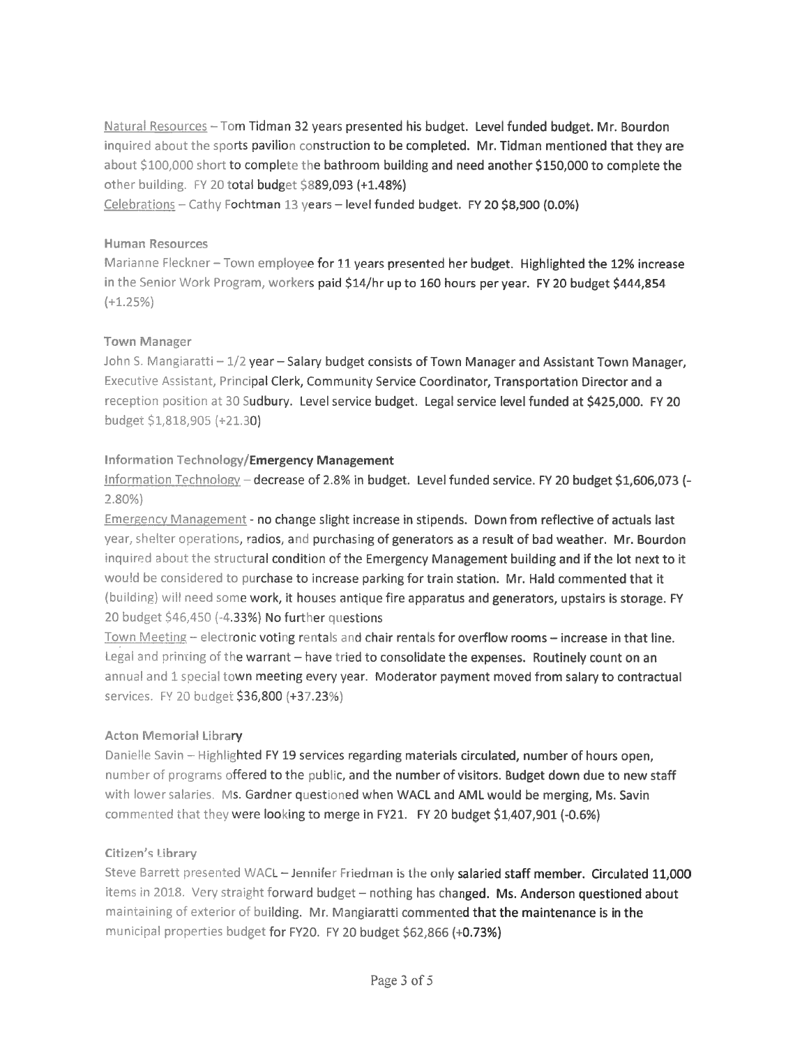Natural Resources – Tom Tidman 32 years presented his budget. Level funded budget. Mr. Bourdon inquired about the sports pavilion construction to be completed. Mr. Tidman mentioned that they are about $100,000 short to complete the bathroom building and need another $150,000 to complete the other building. FY 20 total budget $889,093 (+1.48%)

Celebrations – Cathy Fochtman 13 years – level funded budget. FY 20 $8,900 (0.0%)

### Human Resources

Marianne Fleckner – Town employee for 11 years presented her budget. Highlighted the 12% increase in the Senior Work Program, workers paid $14/hr up to 160 hours per year. FY 20 budget $444,854 (+1.25%)

### Town Manager

John S. Mangiaratti – 1/2 year – Salary budget consists of Town Manager and Assistant Town Manager, Executive Assistant, Principal Clerk, Community Service Coordinator, Transportation Director and a reception position at 30 Sudbury. Level service budget. Legal service level funded at $425,000. FY 20 budget $1,818,905 (+21.30)

### Information Technology/Emergency Management

Information Technology – decrease of 2.8% in budget. Level funded service. FY 20 budget $1,606,073 (-2.80%)

Emergency Management - no change slight increase in stipends. Down from reflective of actuals last year, shelter operations, radios, and purchasing of generators as a result of bad weather. Mr. Bourdon inquired about the structural condition of the Emergency Management building and if the lot next to it would be considered to purchase to increase parking for train station. Mr. Hald commented that it (building) will need some work, it houses antique fire apparatus and generators, upstairs is storage. FY 20 budget $46,450 (-4.33%) No further questions

Town Meeting – electronic voting rentals and chair rentals for overflow rooms – increase in that line. Legal and printing of the warrant – have tried to consolidate the expenses. Routinely count on an annual and 1 special town meeting every year. Moderator payment moved from salary to contractual services. FY 20 budget $36,800 (+37.23%)

### Acton Memorial Library

Danielle Savin – Highlighted FY 19 services regarding materials circulated, number of hours open, number of programs offered to the public, and the number of visitors. Budget down due to new staff with lower salaries. Ms. Gardner questioned when WACL and AML would be merging, Ms. Savin commented that they were looking to merge in FY21. FY 20 budget $1,407,901 (-0.6%)

### Citizen's Library

Steve Barrett presented WACL – Jennifer Friedman is the only salaried staff member. Circulated 11,000 items in 2018. Very straight forward budget – nothing has changed. Ms. Anderson questioned about maintaining of exterior of building. Mr. Mangiaratti commented that the maintenance is in the municipal properties budget for FY20. FY 20 budget $62,866 (+0.73%)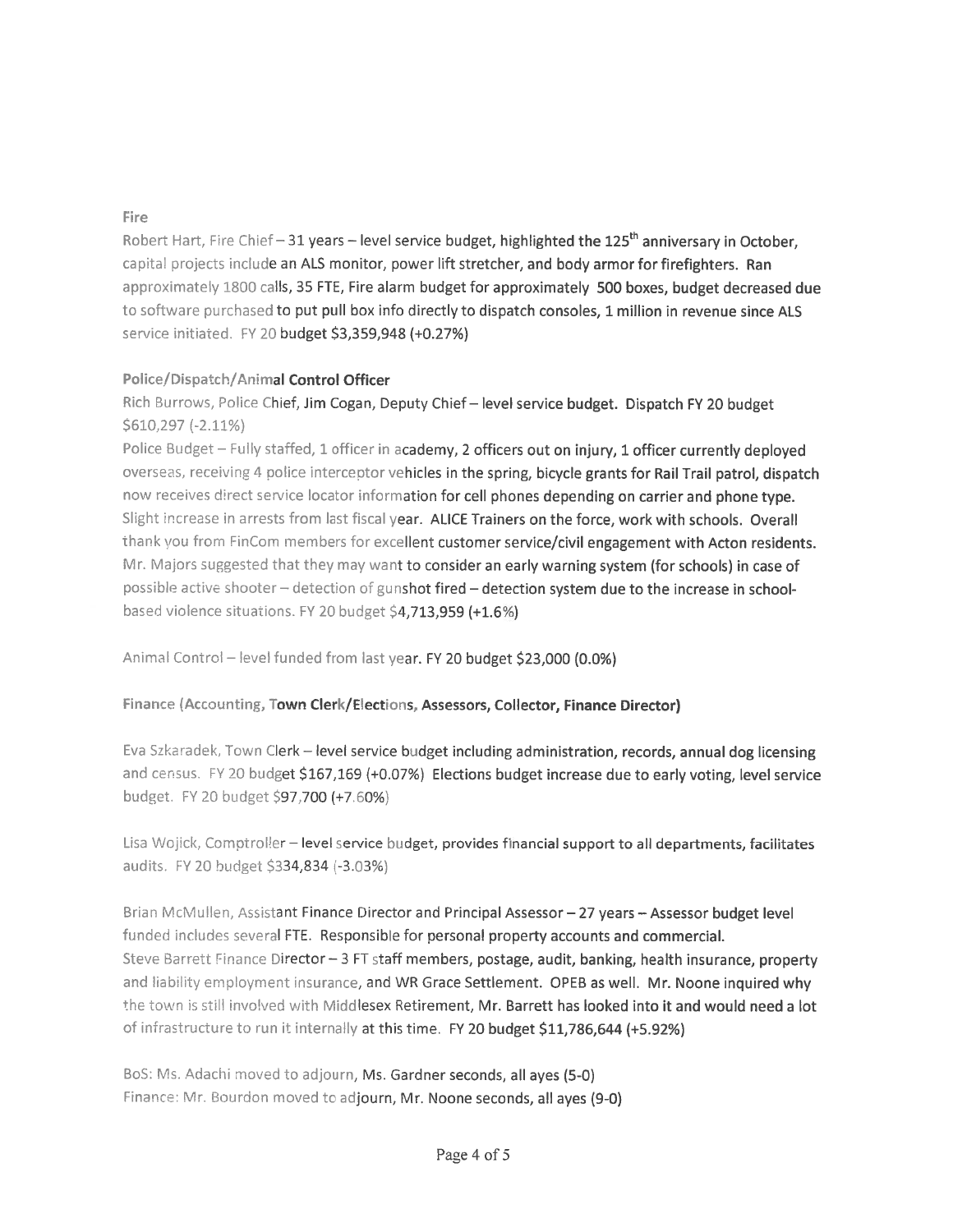**Fire**

Robert Hart, Fire Chief – 31 years – level service budget, highlighted the 125th anniversary in October, capital projects include an ALS monitor, power lift stretcher, and body armor for firefighters. Ran approximately 1800 calls, 35 FTE, Fire alarm budget for approximately 500 boxes, budget decreased due to software purchased to put pull box info directly to dispatch consoles, 1 million in revenue since ALS service initiated. FY 20 budget $3,359,948 (+0.27%)

**Police/Dispatch/Animal Control Officer**

Rich Burrows, Police Chief, Jim Cogan, Deputy Chief – level service budget. Dispatch FY 20 budget $610,297 (-2.11%)

Police Budget – Fully staffed, 1 officer in academy, 2 officers out on injury, 1 officer currently deployed overseas, receiving 4 police interceptor vehicles in the spring, bicycle grants for Rail Trail patrol, dispatch now receives direct service locator information for cell phones depending on carrier and phone type. Slight increase in arrests from last fiscal year. ALICE Trainers on the force, work with schools. Overall thank you from FinCom members for excellent customer service/civil engagement with Acton residents. Mr. Majors suggested that they may want to consider an early warning system (for schools) in case of possible active shooter – detection of gunshot fired – detection system due to the increase in school-based violence situations. FY 20 budget $4,713,959 (+1.6%)

Animal Control – level funded from last year. FY 20 budget $23,000 (0.0%)

**Finance (Accounting, Town Clerk/Elections, Assessors, Collector, Finance Director)**

Eva Szkaradek, Town Clerk – level service budget including administration, records, annual dog licensing and census. FY 20 budget $167,169 (+0.07%) Elections budget increase due to early voting, level service budget. FY 20 budget $97,700 (+7.60%)

Lisa Wojick, Comptroller – level service budget, provides financial support to all departments, facilitates audits. FY 20 budget $334,834 (-3.03%)

Brian McMullen, Assistant Finance Director and Principal Assessor – 27 years – Assessor budget level funded includes several FTE. Responsible for personal property accounts and commercial.
Steve Barrett Finance Director – 3 FT staff members, postage, audit, banking, health insurance, property and liability employment insurance, and WR Grace Settlement. OPEB as well. Mr. Noone inquired why the town is still involved with Middlesex Retirement, Mr. Barrett has looked into it and would need a lot of infrastructure to run it internally at this time. FY 20 budget $11,786,644 (+5.92%)

BoS: Ms. Adachi moved to adjourn, Ms. Gardner seconds, all ayes (5-0)
Finance: Mr. Bourdon moved to adjourn, Mr. Noone seconds, all ayes (9-0)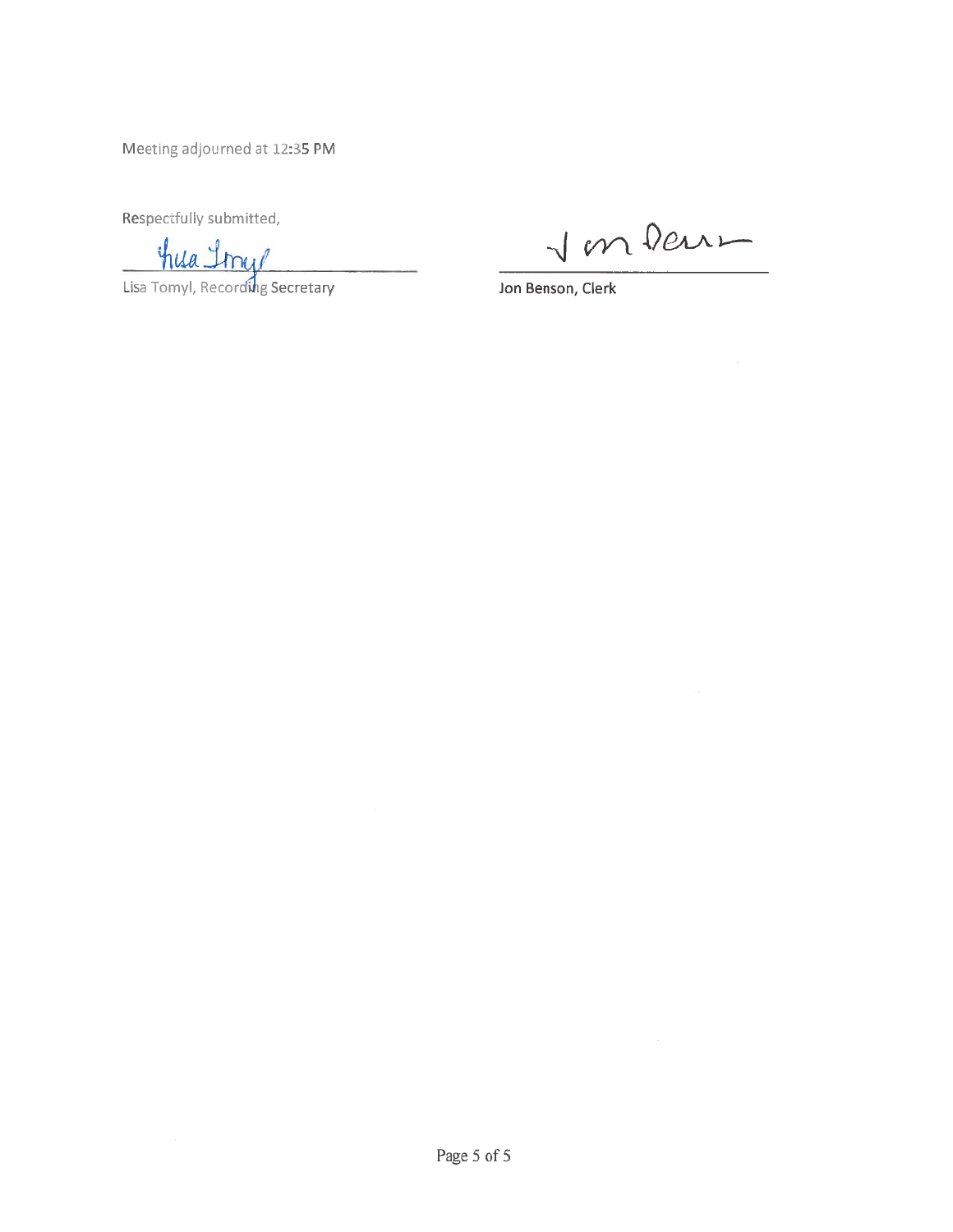Meeting adjourned at 12:35 PM

Respectfully submitted,

Lisa Tomyl, Recording Secretary

**Jon Benson, Clerk**